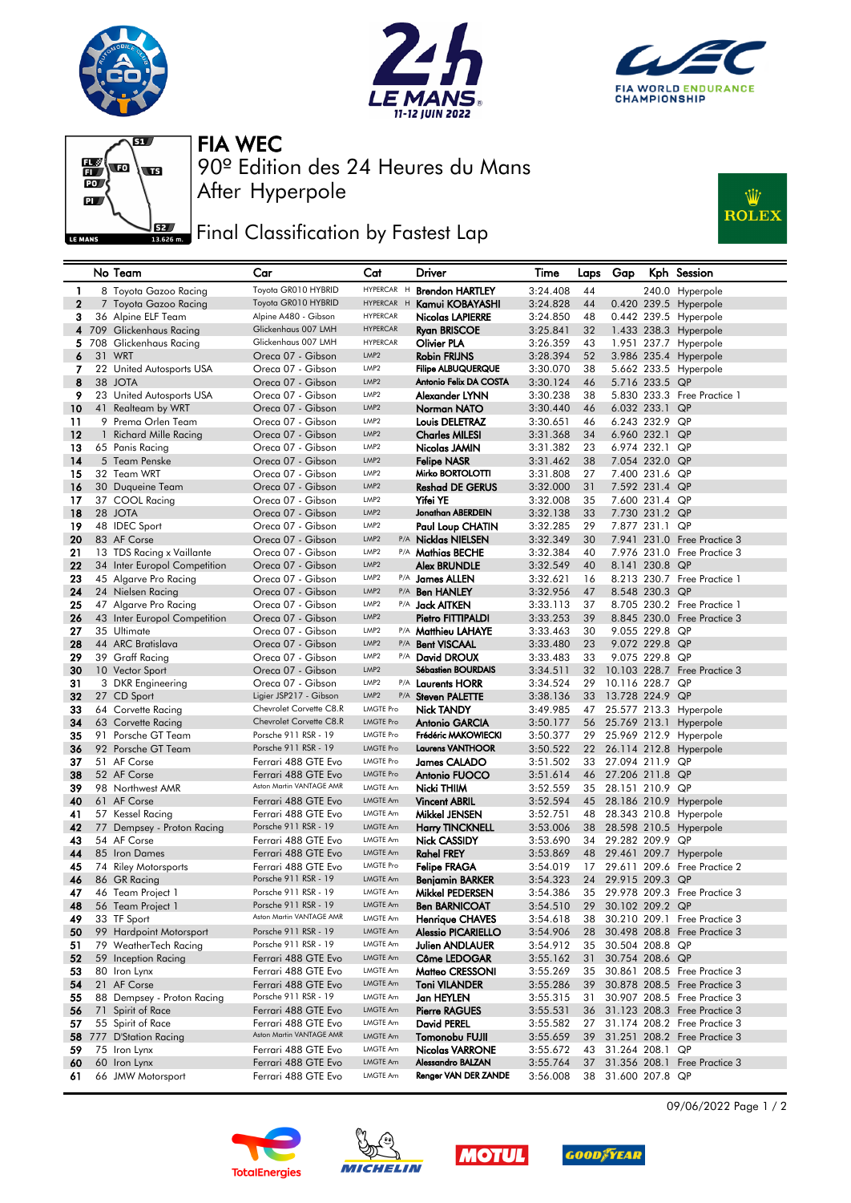# FIA WEC

## 90º Edition des 24 Heures du Mans

After Hyperpole

## Final Classification by Fastest Lap

| No | Team | Car | Cat | | Driver | Time | Laps | Gap | Kph | Session |
|---|---|---|---|---|---|---|---|---|---|---|
| 1 | 8 Toyota Gazoo Racing | Toyota GR010 HYBRID | HYPERCAR | H | Brendon HARTLEY | 3:24.408 | 44 | | 240.0 | Hyperpole |
| 2 | 7 Toyota Gazoo Racing | Toyota GR010 HYBRID | HYPERCAR | H | Kamui KOBAYASHI | 3:24.828 | 44 | 0.420 | 239.5 | Hyperpole |
| 3 | 36 Alpine ELF Team | Alpine A480 - Gibson | HYPERCAR | | Nicolas LAPIERRE | 3:24.850 | 48 | 0.442 | 239.5 | Hyperpole |
| 4 | 709 Glickenhaus Racing | Glickenhaus 007 LMH | HYPERCAR | | Ryan BRISCOE | 3:25.841 | 32 | 1.433 | 238.3 | Hyperpole |
| 5 | 708 Glickenhaus Racing | Glickenhaus 007 LMH | HYPERCAR | | Olivier PLA | 3:26.359 | 43 | 1.951 | 237.7 | Hyperpole |
| 6 | 31 WRT | Oreca 07 - Gibson | LMP2 | | Robin FRIJNS | 3:28.394 | 52 | 3.986 | 235.4 | Hyperpole |
| 7 | 22 United Autosports USA | Oreca 07 - Gibson | LMP2 | | Filipe ALBUQUERQUE | 3:30.070 | 38 | 5.662 | 233.5 | Hyperpole |
| 8 | 38 JOTA | Oreca 07 - Gibson | LMP2 | | Antonio Felix DA COSTA | 3:30.124 | 46 | 5.716 | 233.5 | QP |
| 9 | 23 United Autosports USA | Oreca 07 - Gibson | LMP2 | | Alexander LYNN | 3:30.238 | 38 | 5.830 | 233.3 | Free Practice 1 |
| 10 | 41 Realteam by WRT | Oreca 07 - Gibson | LMP2 | | Norman NATO | 3:30.440 | 46 | 6.032 | 233.1 | QP |
| 11 | 9 Prema Orlen Team | Oreca 07 - Gibson | LMP2 | | Louis DELETRAZ | 3:30.651 | 46 | 6.243 | 232.9 | QP |
| 12 | 1 Richard Mille Racing | Oreca 07 - Gibson | LMP2 | | Charles MILESI | 3:31.368 | 34 | 6.960 | 232.1 | QP |
| 13 | 65 Panis Racing | Oreca 07 - Gibson | LMP2 | | Nicolas JAMIN | 3:31.382 | 23 | 6.974 | 232.1 | QP |
| 14 | 5 Team Penske | Oreca 07 - Gibson | LMP2 | | Felipe NASR | 3:31.462 | 38 | 7.054 | 232.0 | QP |
| 15 | 32 Team WRT | Oreca 07 - Gibson | LMP2 | | Mirko BORTOLOTTI | 3:31.808 | 27 | 7.400 | 231.6 | QP |
| 16 | 30 Duqueine Team | Oreca 07 - Gibson | LMP2 | | Reshad DE GERUS | 3:32.000 | 31 | 7.592 | 231.4 | QP |
| 17 | 37 COOL Racing | Oreca 07 - Gibson | LMP2 | | Yifei YE | 3:32.008 | 35 | 7.600 | 231.4 | QP |
| 18 | 28 JOTA | Oreca 07 - Gibson | LMP2 | | Jonathan ABERDEIN | 3:32.138 | 33 | 7.730 | 231.2 | QP |
| 19 | 48 IDEC Sport | Oreca 07 - Gibson | LMP2 | | Paul Loup CHATIN | 3:32.285 | 29 | 7.877 | 231.1 | QP |
| 20 | 83 AF Corse | Oreca 07 - Gibson | LMP2 | P/A | Nicklas NIELSEN | 3:32.349 | 30 | 7.941 | 231.0 | Free Practice 3 |
| 21 | 13 TDS Racing x Vaillante | Oreca 07 - Gibson | LMP2 | P/A | Mathias BECHE | 3:32.384 | 40 | 7.976 | 231.0 | Free Practice 3 |
| 22 | 34 Inter Europol Competition | Oreca 07 - Gibson | LMP2 | | Alex BRUNDLE | 3:32.549 | 40 | 8.141 | 230.8 | QP |
| 23 | 45 Algarve Pro Racing | Oreca 07 - Gibson | LMP2 | P/A | James ALLEN | 3:32.621 | 16 | 8.213 | 230.7 | Free Practice 1 |
| 24 | 24 Nielsen Racing | Oreca 07 - Gibson | LMP2 | P/A | Ben HANLEY | 3:32.956 | 47 | 8.548 | 230.3 | QP |
| 25 | 47 Algarve Pro Racing | Oreca 07 - Gibson | LMP2 | P/A | Jack AITKEN | 3:33.113 | 37 | 8.705 | 230.2 | Free Practice 1 |
| 26 | 43 Inter Europol Competition | Oreca 07 - Gibson | LMP2 | | Pietro FITTIPALDI | 3:33.253 | 39 | 8.845 | 230.0 | Free Practice 3 |
| 27 | 35 Ultimate | Oreca 07 - Gibson | LMP2 | P/A | Matthieu LAHAYE | 3:33.463 | 30 | 9.055 | 229.8 | QP |
| 28 | 44 ARC Bratislava | Oreca 07 - Gibson | LMP2 | P/A | Bent VISCAAL | 3:33.480 | 23 | 9.072 | 229.8 | QP |
| 29 | 39 Graff Racing | Oreca 07 - Gibson | LMP2 | P/A | David DROUX | 3:33.483 | 33 | 9.075 | 229.8 | QP |
| 30 | 10 Vector Sport | Oreca 07 - Gibson | LMP2 | | Sébastien BOURDAIS | 3:34.511 | 32 | 10.103 | 228.7 | Free Practice 3 |
| 31 | 3 DKR Engineering | Oreca 07 - Gibson | LMP2 | P/A | Laurents HORR | 3:34.524 | 29 | 10.116 | 228.7 | QP |
| 32 | 27 CD Sport | Ligier JSP217 - Gibson | LMP2 | P/A | Steven PALETTE | 3:38.136 | 33 | 13.728 | 224.9 | QP |
| 33 | 64 Corvette Racing | Chevrolet Corvette C8.R | LMGTE Pro | | Nick TANDY | 3:49.985 | 47 | 25.577 | 213.3 | Hyperpole |
| 34 | 63 Corvette Racing | Chevrolet Corvette C8.R | LMGTE Pro | | Antonio GARCIA | 3:50.177 | 56 | 25.769 | 213.1 | Hyperpole |
| 35 | 91 Porsche GT Team | Porsche 911 RSR - 19 | LMGTE Pro | | Frédéric MAKOWIECKI | 3:50.377 | 29 | 25.969 | 212.9 | Hyperpole |
| 36 | 92 Porsche GT Team | Porsche 911 RSR - 19 | LMGTE Pro | | Laurens VANTHOOR | 3:50.522 | 22 | 26.114 | 212.8 | Hyperpole |
| 37 | 51 AF Corse | Ferrari 488 GTE Evo | LMGTE Pro | | James CALADO | 3:51.502 | 33 | 27.094 | 211.9 | QP |
| 38 | 52 AF Corse | Ferrari 488 GTE Evo | LMGTE Pro | | Antonio FUOCO | 3:51.614 | 46 | 27.206 | 211.8 | QP |
| 39 | 98 Northwest AMR | Aston Martin VANTAGE AMR | LMGTE Am | | Nicki THIIM | 3:52.559 | 35 | 28.151 | 210.9 | QP |
| 40 | 61 AF Corse | Ferrari 488 GTE Evo | LMGTE Am | | Vincent ABRIL | 3:52.594 | 45 | 28.186 | 210.9 | Hyperpole |
| 41 | 57 Kessel Racing | Ferrari 488 GTE Evo | LMGTE Am | | Mikkel JENSEN | 3:52.751 | 48 | 28.343 | 210.8 | Hyperpole |
| 42 | 77 Dempsey - Proton Racing | Porsche 911 RSR - 19 | LMGTE Am | | Harry TINCKNELL | 3:53.006 | 38 | 28.598 | 210.5 | Hyperpole |
| 43 | 54 AF Corse | Ferrari 488 GTE Evo | LMGTE Am | | Nick CASSIDY | 3:53.690 | 34 | 29.282 | 209.9 | QP |
| 44 | 85 Iron Dames | Ferrari 488 GTE Evo | LMGTE Am | | Rahel FREY | 3:53.869 | 48 | 29.461 | 209.7 | Hyperpole |
| 45 | 74 Riley Motorsports | Ferrari 488 GTE Evo | LMGTE Pro | | Felipe FRAGA | 3:54.019 | 17 | 29.611 | 209.6 | Free Practice 2 |
| 46 | 86 GR Racing | Porsche 911 RSR - 19 | LMGTE Am | | Benjamin BARKER | 3:54.323 | 24 | 29.915 | 209.3 | QP |
| 47 | 46 Team Project 1 | Porsche 911 RSR - 19 | LMGTE Am | | Mikkel PEDERSEN | 3:54.386 | 35 | 29.978 | 209.3 | Free Practice 3 |
| 48 | 56 Team Project 1 | Porsche 911 RSR - 19 | LMGTE Am | | Ben BARNICOAT | 3:54.510 | 29 | 30.102 | 209.2 | QP |
| 49 | 33 TF Sport | Aston Martin VANTAGE AMR | LMGTE Am | | Henrique CHAVES | 3:54.618 | 38 | 30.210 | 209.1 | Free Practice 3 |
| 50 | 99 Hardpoint Motorsport | Porsche 911 RSR - 19 | LMGTE Am | | Alessio PICARIELLO | 3:54.906 | 28 | 30.498 | 208.8 | Free Practice 3 |
| 51 | 79 WeatherTech Racing | Porsche 911 RSR - 19 | LMGTE Am | | Julien ANDLAUER | 3:54.912 | 35 | 30.504 | 208.8 | QP |
| 52 | 59 Inception Racing | Ferrari 488 GTE Evo | LMGTE Am | | Côme LEDOGAR | 3:55.162 | 31 | 30.754 | 208.6 | QP |
| 53 | 80 Iron Lynx | Ferrari 488 GTE Evo | LMGTE Am | | Matteo CRESSONI | 3:55.269 | 35 | 30.861 | 208.5 | Free Practice 3 |
| 54 | 21 AF Corse | Ferrari 488 GTE Evo | LMGTE Am | | Toni VILANDER | 3:55.286 | 39 | 30.878 | 208.5 | Free Practice 3 |
| 55 | 88 Dempsey - Proton Racing | Porsche 911 RSR - 19 | LMGTE Am | | Jan HEYLEN | 3:55.315 | 31 | 30.907 | 208.5 | Free Practice 3 |
| 56 | 71 Spirit of Race | Ferrari 488 GTE Evo | LMGTE Am | | Pierre RAGUES | 3:55.531 | 36 | 31.123 | 208.3 | Free Practice 3 |
| 57 | 55 Spirit of Race | Ferrari 488 GTE Evo | LMGTE Am | | David PEREL | 3:55.582 | 27 | 31.174 | 208.2 | Free Practice 3 |
| 58 | 777 D'Station Racing | Aston Martin VANTAGE AMR | LMGTE Am | | Tomonobu FUJII | 3:55.659 | 39 | 31.251 | 208.2 | Free Practice 3 |
| 59 | 75 Iron Lynx | Ferrari 488 GTE Evo | LMGTE Am | | Nicolas VARRONE | 3:55.672 | 43 | 31.264 | 208.1 | QP |
| 60 | 60 Iron Lynx | Ferrari 488 GTE Evo | LMGTE Am | | Alessandro BALZAN | 3:55.764 | 37 | 31.356 | 208.1 | Free Practice 3 |
| 61 | 66 JMW Motorsport | Ferrari 488 GTE Evo | LMGTE Am | | Renger VAN DER ZANDE | 3:56.008 | 38 | 31.600 | 207.8 | QP |

09/06/2022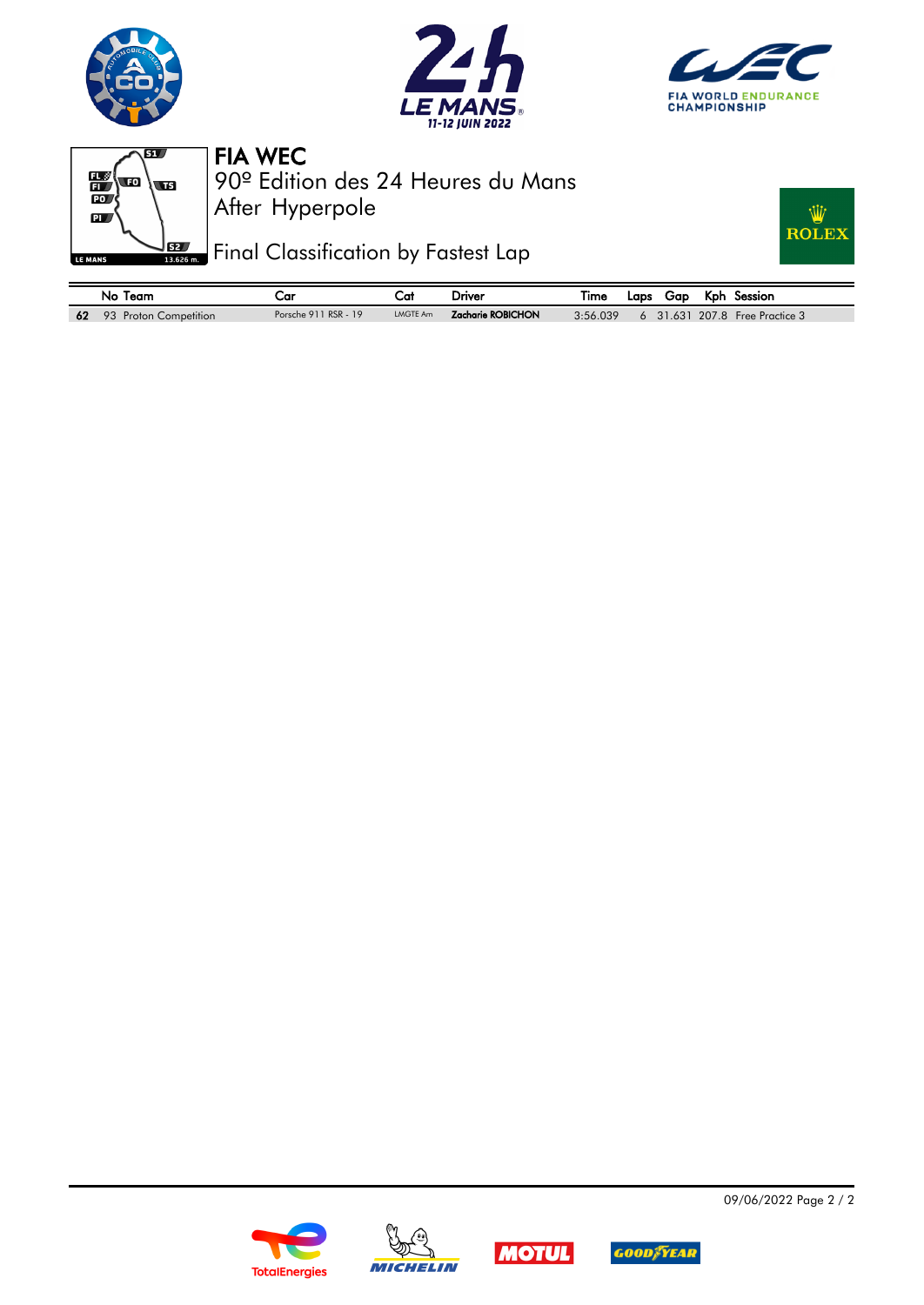# FIA WEC

90º Edition des 24 Heures du Mans

After Hyperpole

## Final Classification by Fastest Lap

| | No | Team | Car | Cat | Driver | Time | Laps | Gap | Kph | Session |
|---|---|---|---|---|---|---|---|---|---|---|
| **62** | 93 | Proton Competition | Porsche 911 RSR - 19 | LMGTE Am | **Zacharie ROBICHON** | 3:56.039 | 6 | 31.631 | 207.8 | Free Practice 3 |

09/06/2022